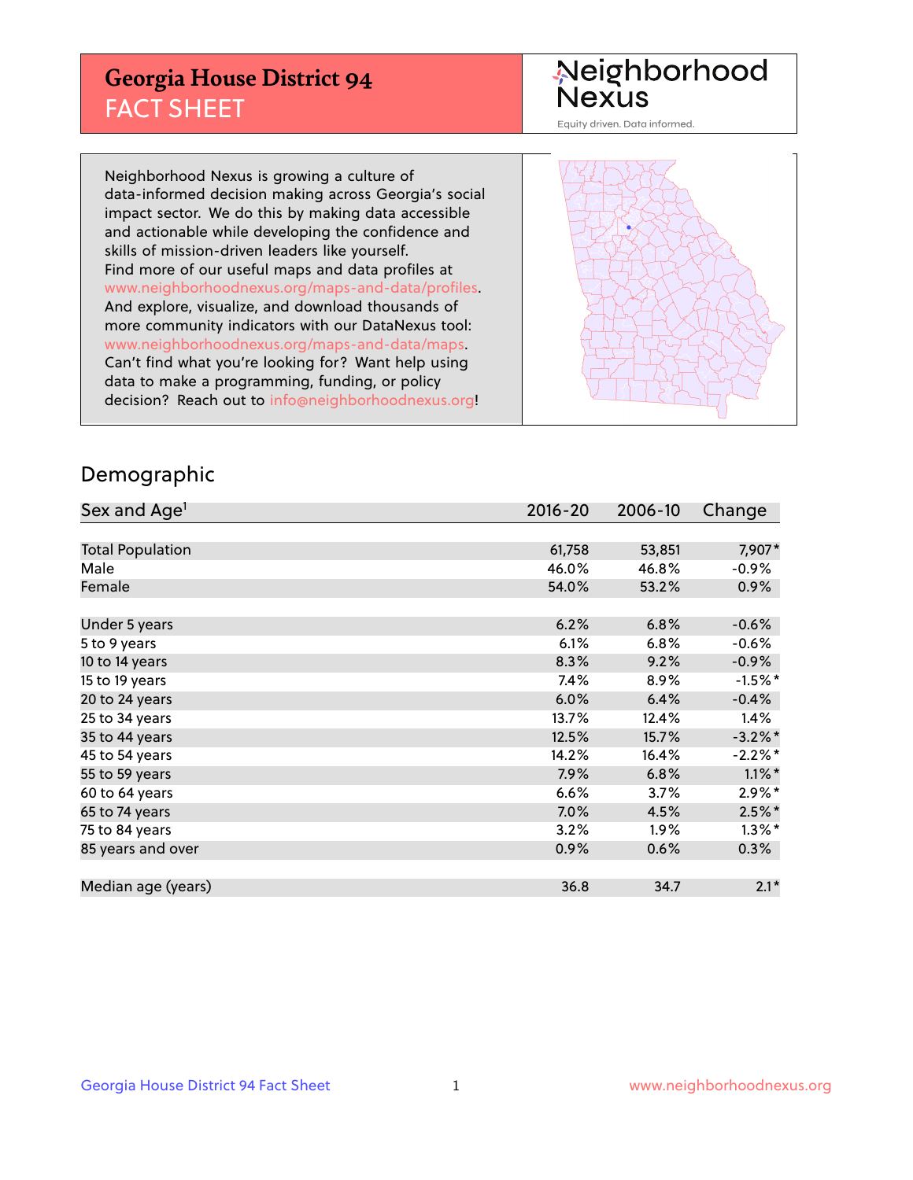# Georgia House District 94
## FACT SHEET

Neighborhood Nexus
Equity driven. Data informed.

Neighborhood Nexus is growing a culture of data-informed decision making across Georgia's social impact sector. We do this by making data accessible and actionable while developing the confidence and skills of mission-driven leaders like yourself. Find more of our useful maps and data profiles at www.neighborhoodnexus.org/maps-and-data/profiles. And explore, visualize, and download thousands of more community indicators with our DataNexus tool: www.neighborhoodnexus.org/maps-and-data/maps. Can't find what you're looking for? Want help using data to make a programming, funding, or policy decision? Reach out to info@neighborhoodnexus.org!

## Demographic

| Sex and Age[1] | 2016-20 | 2006-10 | Change |
|---|---|---|---|
| Total Population | 61,758 | 53,851 | 7,907* |
| Male | 46.0% | 46.8% | -0.9% |
| Female | 54.0% | 53.2% | 0.9% |
| | | | |
| Under 5 years | 6.2% | 6.8% | -0.6% |
| 5 to 9 years | 6.1% | 6.8% | -0.6% |
| 10 to 14 years | 8.3% | 9.2% | -0.9% |
| 15 to 19 years | 7.4% | 8.9% | -1.5%* |
| 20 to 24 years | 6.0% | 6.4% | -0.4% |
| 25 to 34 years | 13.7% | 12.4% | 1.4% |
| 35 to 44 years | 12.5% | 15.7% | -3.2%* |
| 45 to 54 years | 14.2% | 16.4% | -2.2%* |
| 55 to 59 years | 7.9% | 6.8% | 1.1%* |
| 60 to 64 years | 6.6% | 3.7% | 2.9%* |
| 65 to 74 years | 7.0% | 4.5% | 2.5%* |
| 75 to 84 years | 3.2% | 1.9% | 1.3%* |
| 85 years and over | 0.9% | 0.6% | 0.3% |
| | | | |
| Median age (years) | 36.8 | 34.7 | 2.1* |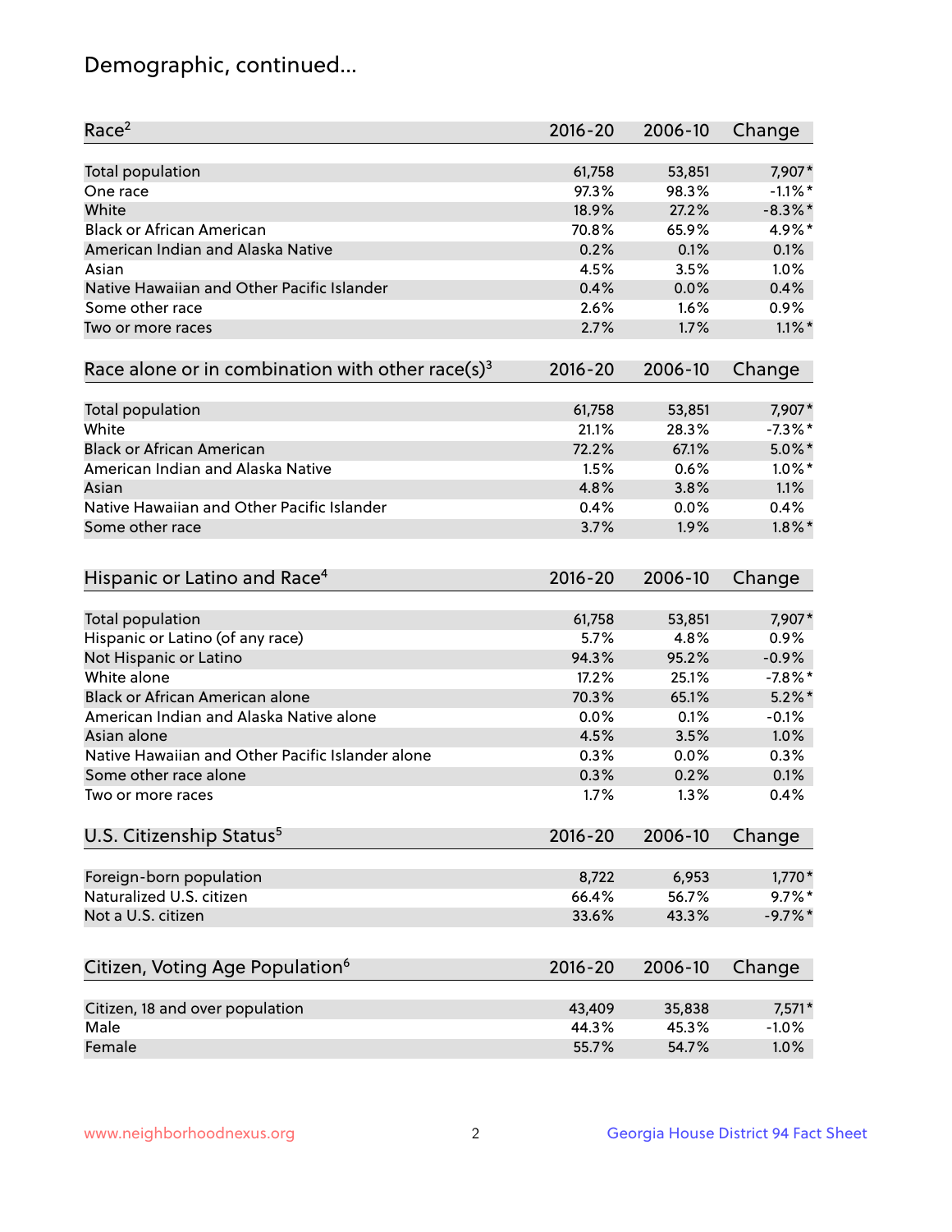# Demographic, continued...

| Race[2] | 2016-20 | 2006-10 | Change |
|---|---|---|---|
| Total population | 61,758 | 53,851 | 7,907* |
| One race | 97.3% | 98.3% | -1.1%* |
| White | 18.9% | 27.2% | -8.3%* |
| Black or African American | 70.8% | 65.9% | 4.9%* |
| American Indian and Alaska Native | 0.2% | 0.1% | 0.1% |
| Asian | 4.5% | 3.5% | 1.0% |
| Native Hawaiian and Other Pacific Islander | 0.4% | 0.0% | 0.4% |
| Some other race | 2.6% | 1.6% | 0.9% |
| Two or more races | 2.7% | 1.7% | 1.1%* |

| Race alone or in combination with other race(s)[3] | 2016-20 | 2006-10 | Change |
|---|---|---|---|
| Total population | 61,758 | 53,851 | 7,907* |
| White | 21.1% | 28.3% | -7.3%* |
| Black or African American | 72.2% | 67.1% | 5.0%* |
| American Indian and Alaska Native | 1.5% | 0.6% | 1.0%* |
| Asian | 4.8% | 3.8% | 1.1% |
| Native Hawaiian and Other Pacific Islander | 0.4% | 0.0% | 0.4% |
| Some other race | 3.7% | 1.9% | 1.8%* |

| Hispanic or Latino and Race[4] | 2016-20 | 2006-10 | Change |
|---|---|---|---|
| Total population | 61,758 | 53,851 | 7,907* |
| Hispanic or Latino (of any race) | 5.7% | 4.8% | 0.9% |
| Not Hispanic or Latino | 94.3% | 95.2% | -0.9% |
| White alone | 17.2% | 25.1% | -7.8%* |
| Black or African American alone | 70.3% | 65.1% | 5.2%* |
| American Indian and Alaska Native alone | 0.0% | 0.1% | -0.1% |
| Asian alone | 4.5% | 3.5% | 1.0% |
| Native Hawaiian and Other Pacific Islander alone | 0.3% | 0.0% | 0.3% |
| Some other race alone | 0.3% | 0.2% | 0.1% |
| Two or more races | 1.7% | 1.3% | 0.4% |

| U.S. Citizenship Status[5] | 2016-20 | 2006-10 | Change |
|---|---|---|---|
| Foreign-born population | 8,722 | 6,953 | 1,770* |
| Naturalized U.S. citizen | 66.4% | 56.7% | 9.7%* |
| Not a U.S. citizen | 33.6% | 43.3% | -9.7%* |

| Citizen, Voting Age Population[6] | 2016-20 | 2006-10 | Change |
|---|---|---|---|
| Citizen, 18 and over population | 43,409 | 35,838 | 7,571* |
| Male | 44.3% | 45.3% | -1.0% |
| Female | 55.7% | 54.7% | 1.0% |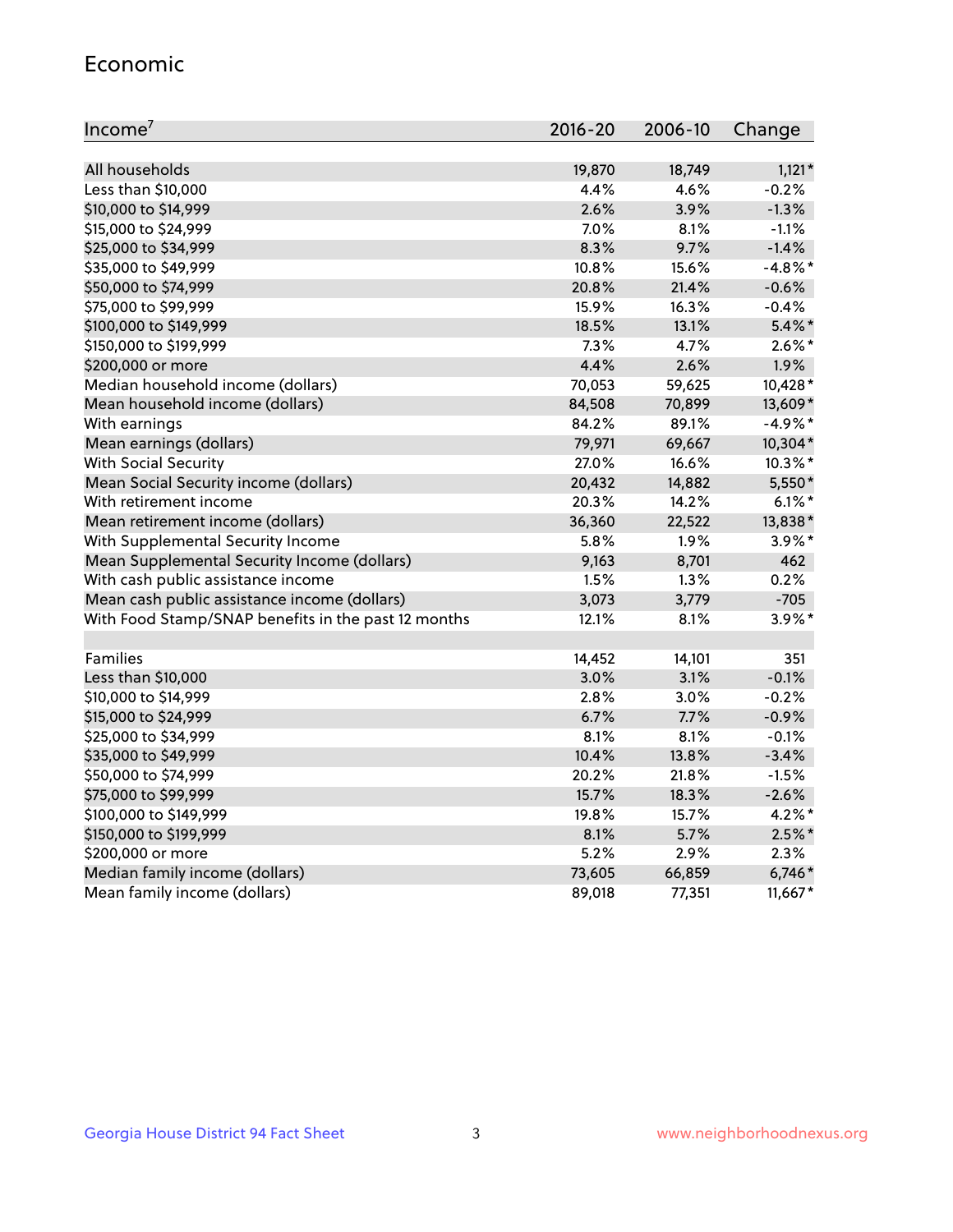## Economic

| Income[7] | 2016-20 | 2006-10 | Change |
|---|---|---|---|
| All households | 19,870 | 18,749 | 1,121* |
| Less than $10,000 | 4.4% | 4.6% | -0.2% |
| $10,000 to $14,999 | 2.6% | 3.9% | -1.3% |
| $15,000 to $24,999 | 7.0% | 8.1% | -1.1% |
| $25,000 to $34,999 | 8.3% | 9.7% | -1.4% |
| $35,000 to $49,999 | 10.8% | 15.6% | -4.8%* |
| $50,000 to $74,999 | 20.8% | 21.4% | -0.6% |
| $75,000 to $99,999 | 15.9% | 16.3% | -0.4% |
| $100,000 to $149,999 | 18.5% | 13.1% | 5.4%* |
| $150,000 to $199,999 | 7.3% | 4.7% | 2.6%* |
| $200,000 or more | 4.4% | 2.6% | 1.9% |
| Median household income (dollars) | 70,053 | 59,625 | 10,428* |
| Mean household income (dollars) | 84,508 | 70,899 | 13,609* |
| With earnings | 84.2% | 89.1% | -4.9%* |
| Mean earnings (dollars) | 79,971 | 69,667 | 10,304* |
| With Social Security | 27.0% | 16.6% | 10.3%* |
| Mean Social Security income (dollars) | 20,432 | 14,882 | 5,550* |
| With retirement income | 20.3% | 14.2% | 6.1%* |
| Mean retirement income (dollars) | 36,360 | 22,522 | 13,838* |
| With Supplemental Security Income | 5.8% | 1.9% | 3.9%* |
| Mean Supplemental Security Income (dollars) | 9,163 | 8,701 | 462 |
| With cash public assistance income | 1.5% | 1.3% | 0.2% |
| Mean cash public assistance income (dollars) | 3,073 | 3,779 | -705 |
| With Food Stamp/SNAP benefits in the past 12 months | 12.1% | 8.1% | 3.9%* |
| | | | |
| Families | 14,452 | 14,101 | 351 |
| Less than $10,000 | 3.0% | 3.1% | -0.1% |
| $10,000 to $14,999 | 2.8% | 3.0% | -0.2% |
| $15,000 to $24,999 | 6.7% | 7.7% | -0.9% |
| $25,000 to $34,999 | 8.1% | 8.1% | -0.1% |
| $35,000 to $49,999 | 10.4% | 13.8% | -3.4% |
| $50,000 to $74,999 | 20.2% | 21.8% | -1.5% |
| $75,000 to $99,999 | 15.7% | 18.3% | -2.6% |
| $100,000 to $149,999 | 19.8% | 15.7% | 4.2%* |
| $150,000 to $199,999 | 8.1% | 5.7% | 2.5%* |
| $200,000 or more | 5.2% | 2.9% | 2.3% |
| Median family income (dollars) | 73,605 | 66,859 | 6,746* |
| Mean family income (dollars) | 89,018 | 77,351 | 11,667* |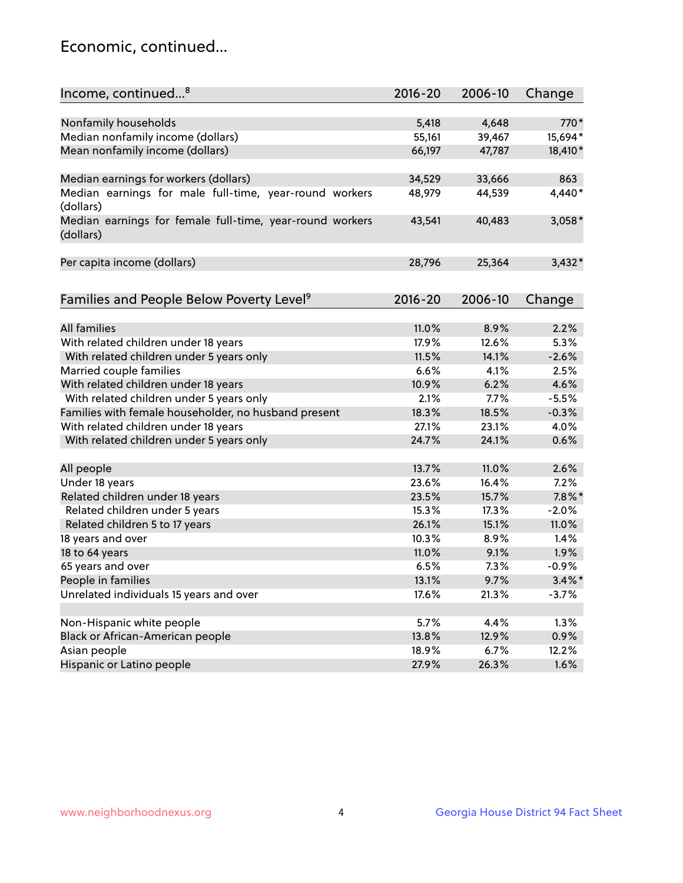## Economic, continued...

| Income, continued...[8] | 2016-20 | 2006-10 | Change |
|---|---|---|---|
| Nonfamily households | 5,418 | 4,648 | 770* |
| Median nonfamily income (dollars) | 55,161 | 39,467 | 15,694* |
| Mean nonfamily income (dollars) | 66,197 | 47,787 | 18,410* |
| Median earnings for workers (dollars) | 34,529 | 33,666 | 863 |
| Median earnings for male full-time, year-round workers (dollars) | 48,979 | 44,539 | 4,440* |
| Median earnings for female full-time, year-round workers (dollars) | 43,541 | 40,483 | 3,058* |
| Per capita income (dollars) | 28,796 | 25,364 | 3,432* |

| Families and People Below Poverty Level[9] | 2016-20 | 2006-10 | Change |
|---|---|---|---|
| All families | 11.0% | 8.9% | 2.2% |
| With related children under 18 years | 17.9% | 12.6% | 5.3% |
| With related children under 5 years only | 11.5% | 14.1% | -2.6% |
| Married couple families | 6.6% | 4.1% | 2.5% |
| With related children under 18 years | 10.9% | 6.2% | 4.6% |
| With related children under 5 years only | 2.1% | 7.7% | -5.5% |
| Families with female householder, no husband present | 18.3% | 18.5% | -0.3% |
| With related children under 18 years | 27.1% | 23.1% | 4.0% |
| With related children under 5 years only | 24.7% | 24.1% | 0.6% |
| All people | 13.7% | 11.0% | 2.6% |
| Under 18 years | 23.6% | 16.4% | 7.2% |
| Related children under 18 years | 23.5% | 15.7% | 7.8%* |
| Related children under 5 years | 15.3% | 17.3% | -2.0% |
| Related children 5 to 17 years | 26.1% | 15.1% | 11.0% |
| 18 years and over | 10.3% | 8.9% | 1.4% |
| 18 to 64 years | 11.0% | 9.1% | 1.9% |
| 65 years and over | 6.5% | 7.3% | -0.9% |
| People in families | 13.1% | 9.7% | 3.4%* |
| Unrelated individuals 15 years and over | 17.6% | 21.3% | -3.7% |
| Non-Hispanic white people | 5.7% | 4.4% | 1.3% |
| Black or African-American people | 13.8% | 12.9% | 0.9% |
| Asian people | 18.9% | 6.7% | 12.2% |
| Hispanic or Latino people | 27.9% | 26.3% | 1.6% |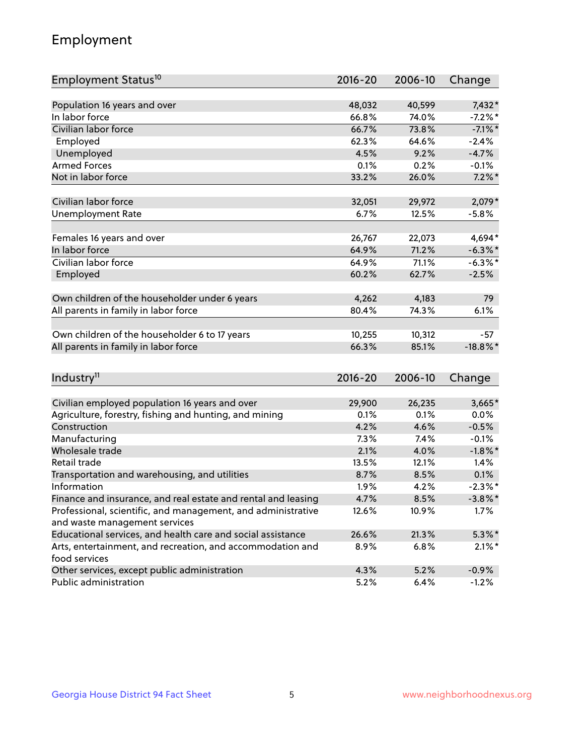# Employment

| Employment Status[10] | 2016-20 | 2006-10 | Change |
|---|---|---|---|
| Population 16 years and over | 48,032 | 40,599 | 7,432* |
| In labor force | 66.8% | 74.0% | -7.2%* |
| Civilian labor force | 66.7% | 73.8% | -7.1%* |
| Employed | 62.3% | 64.6% | -2.4% |
| Unemployed | 4.5% | 9.2% | -4.7% |
| Armed Forces | 0.1% | 0.2% | -0.1% |
| Not in labor force | 33.2% | 26.0% | 7.2%* |
| | | | |
| Civilian labor force | 32,051 | 29,972 | 2,079* |
| Unemployment Rate | 6.7% | 12.5% | -5.8% |
| | | | |
| Females 16 years and over | 26,767 | 22,073 | 4,694* |
| In labor force | 64.9% | 71.2% | -6.3%* |
| Civilian labor force | 64.9% | 71.1% | -6.3%* |
| Employed | 60.2% | 62.7% | -2.5% |
| | | | |
| Own children of the householder under 6 years | 4,262 | 4,183 | 79 |
| All parents in family in labor force | 80.4% | 74.3% | 6.1% |
| | | | |
| Own children of the householder 6 to 17 years | 10,255 | 10,312 | -57 |
| All parents in family in labor force | 66.3% | 85.1% | -18.8%* |

| Industry[11] | 2016-20 | 2006-10 | Change |
|---|---|---|---|
| Civilian employed population 16 years and over | 29,900 | 26,235 | 3,665* |
| Agriculture, forestry, fishing and hunting, and mining | 0.1% | 0.1% | 0.0% |
| Construction | 4.2% | 4.6% | -0.5% |
| Manufacturing | 7.3% | 7.4% | -0.1% |
| Wholesale trade | 2.1% | 4.0% | -1.8%* |
| Retail trade | 13.5% | 12.1% | 1.4% |
| Transportation and warehousing, and utilities | 8.7% | 8.5% | 0.1% |
| Information | 1.9% | 4.2% | -2.3%* |
| Finance and insurance, and real estate and rental and leasing | 4.7% | 8.5% | -3.8%* |
| Professional, scientific, and management, and administrative and waste management services | 12.6% | 10.9% | 1.7% |
| Educational services, and health care and social assistance | 26.6% | 21.3% | 5.3%* |
| Arts, entertainment, and recreation, and accommodation and food services | 8.9% | 6.8% | 2.1%* |
| Other services, except public administration | 4.3% | 5.2% | -0.9% |
| Public administration | 5.2% | 6.4% | -1.2% |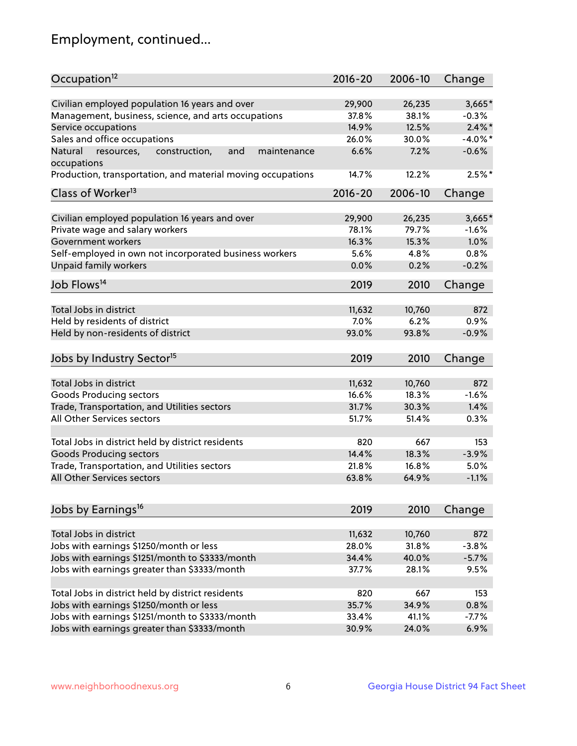# Employment, continued...

| Occupation[12] | 2016-20 | 2006-10 | Change |
|---|---|---|---|
| Civilian employed population 16 years and over | 29,900 | 26,235 | 3,665* |
| Management, business, science, and arts occupations | 37.8% | 38.1% | -0.3% |
| Service occupations | 14.9% | 12.5% | 2.4%* |
| Sales and office occupations | 26.0% | 30.0% | -4.0%* |
| Natural resources, construction, and maintenance occupations | 6.6% | 7.2% | -0.6% |
| Production, transportation, and material moving occupations | 14.7% | 12.2% | 2.5%* |

| Class of Worker[13] | 2016-20 | 2006-10 | Change |
|---|---|---|---|
| Civilian employed population 16 years and over | 29,900 | 26,235 | 3,665* |
| Private wage and salary workers | 78.1% | 79.7% | -1.6% |
| Government workers | 16.3% | 15.3% | 1.0% |
| Self-employed in own not incorporated business workers | 5.6% | 4.8% | 0.8% |
| Unpaid family workers | 0.0% | 0.2% | -0.2% |

| Job Flows[14] | 2019 | 2010 | Change |
|---|---|---|---|
| Total Jobs in district | 11,632 | 10,760 | 872 |
| Held by residents of district | 7.0% | 6.2% | 0.9% |
| Held by non-residents of district | 93.0% | 93.8% | -0.9% |

| Jobs by Industry Sector[15] | 2019 | 2010 | Change |
|---|---|---|---|
| Total Jobs in district | 11,632 | 10,760 | 872 |
| Goods Producing sectors | 16.6% | 18.3% | -1.6% |
| Trade, Transportation, and Utilities sectors | 31.7% | 30.3% | 1.4% |
| All Other Services sectors | 51.7% | 51.4% | 0.3% |
| | | | |
| Total Jobs in district held by district residents | 820 | 667 | 153 |
| Goods Producing sectors | 14.4% | 18.3% | -3.9% |
| Trade, Transportation, and Utilities sectors | 21.8% | 16.8% | 5.0% |
| All Other Services sectors | 63.8% | 64.9% | -1.1% |

| Jobs by Earnings[16] | 2019 | 2010 | Change |
|---|---|---|---|
| Total Jobs in district | 11,632 | 10,760 | 872 |
| Jobs with earnings $1250/month or less | 28.0% | 31.8% | -3.8% |
| Jobs with earnings $1251/month to $3333/month | 34.4% | 40.0% | -5.7% |
| Jobs with earnings greater than $3333/month | 37.7% | 28.1% | 9.5% |
| | | | |
| Total Jobs in district held by district residents | 820 | 667 | 153 |
| Jobs with earnings $1250/month or less | 35.7% | 34.9% | 0.8% |
| Jobs with earnings $1251/month to $3333/month | 33.4% | 41.1% | -7.7% |
| Jobs with earnings greater than $3333/month | 30.9% | 24.0% | 6.9% |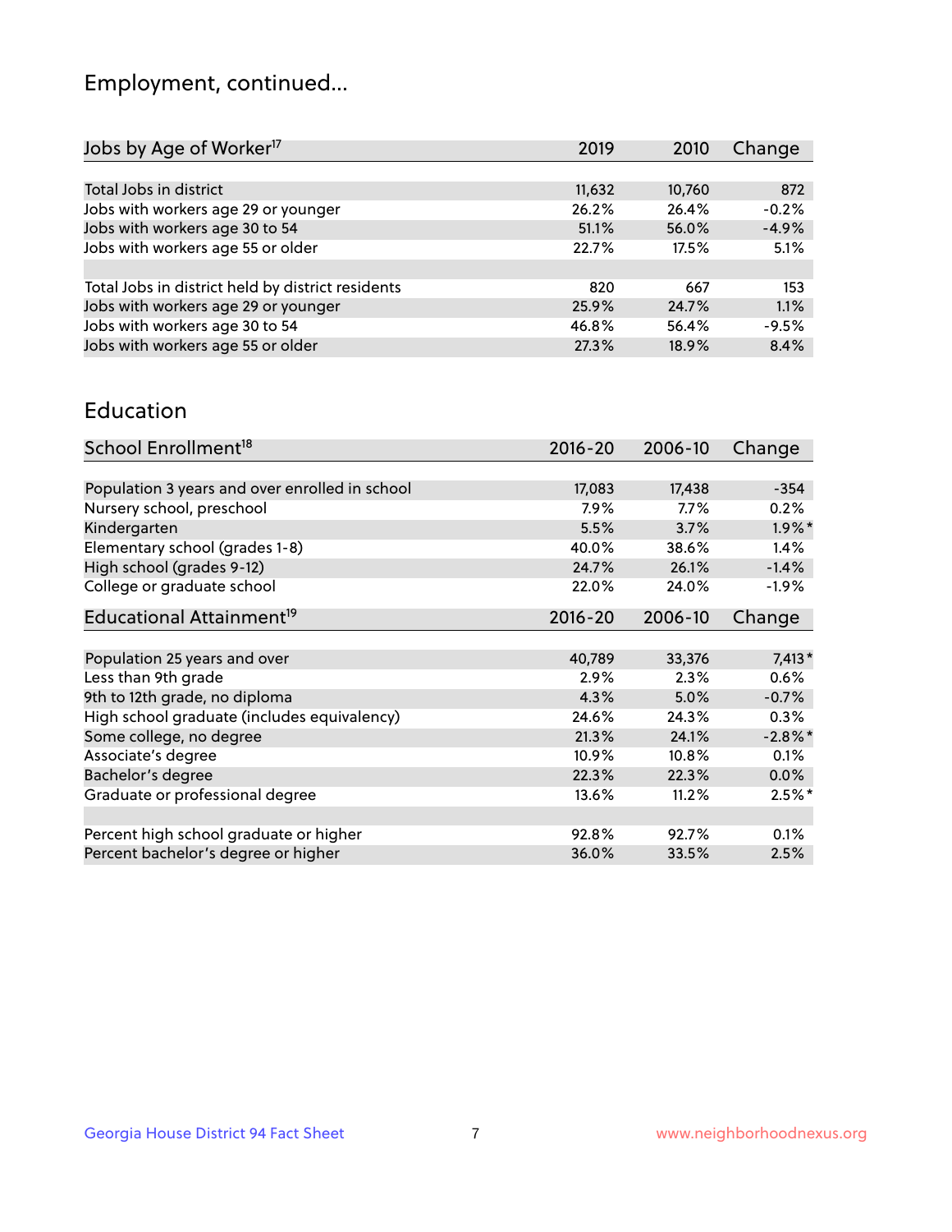# Employment, continued...

| Jobs by Age of Worker[17] | 2019 | 2010 | Change |
|---|---|---|---|
| Total Jobs in district | 11,632 | 10,760 | 872 |
| Jobs with workers age 29 or younger | 26.2% | 26.4% | -0.2% |
| Jobs with workers age 30 to 54 | 51.1% | 56.0% | -4.9% |
| Jobs with workers age 55 or older | 22.7% | 17.5% | 5.1% |
| | | | |
| Total Jobs in district held by district residents | 820 | 667 | 153 |
| Jobs with workers age 29 or younger | 25.9% | 24.7% | 1.1% |
| Jobs with workers age 30 to 54 | 46.8% | 56.4% | -9.5% |
| Jobs with workers age 55 or older | 27.3% | 18.9% | 8.4% |

## Education

| School Enrollment[18] | 2016-20 | 2006-10 | Change |
|---|---|---|---|
| Population 3 years and over enrolled in school | 17,083 | 17,438 | -354 |
| Nursery school, preschool | 7.9% | 7.7% | 0.2% |
| Kindergarten | 5.5% | 3.7% | 1.9%* |
| Elementary school (grades 1-8) | 40.0% | 38.6% | 1.4% |
| High school (grades 9-12) | 24.7% | 26.1% | -1.4% |
| College or graduate school | 22.0% | 24.0% | -1.9% |

| Educational Attainment[19] | 2016-20 | 2006-10 | Change |
|---|---|---|---|
| Population 25 years and over | 40,789 | 33,376 | 7,413* |
| Less than 9th grade | 2.9% | 2.3% | 0.6% |
| 9th to 12th grade, no diploma | 4.3% | 5.0% | -0.7% |
| High school graduate (includes equivalency) | 24.6% | 24.3% | 0.3% |
| Some college, no degree | 21.3% | 24.1% | -2.8%* |
| Associate's degree | 10.9% | 10.8% | 0.1% |
| Bachelor's degree | 22.3% | 22.3% | 0.0% |
| Graduate or professional degree | 13.6% | 11.2% | 2.5%* |
| | | | |
| Percent high school graduate or higher | 92.8% | 92.7% | 0.1% |
| Percent bachelor's degree or higher | 36.0% | 33.5% | 2.5% |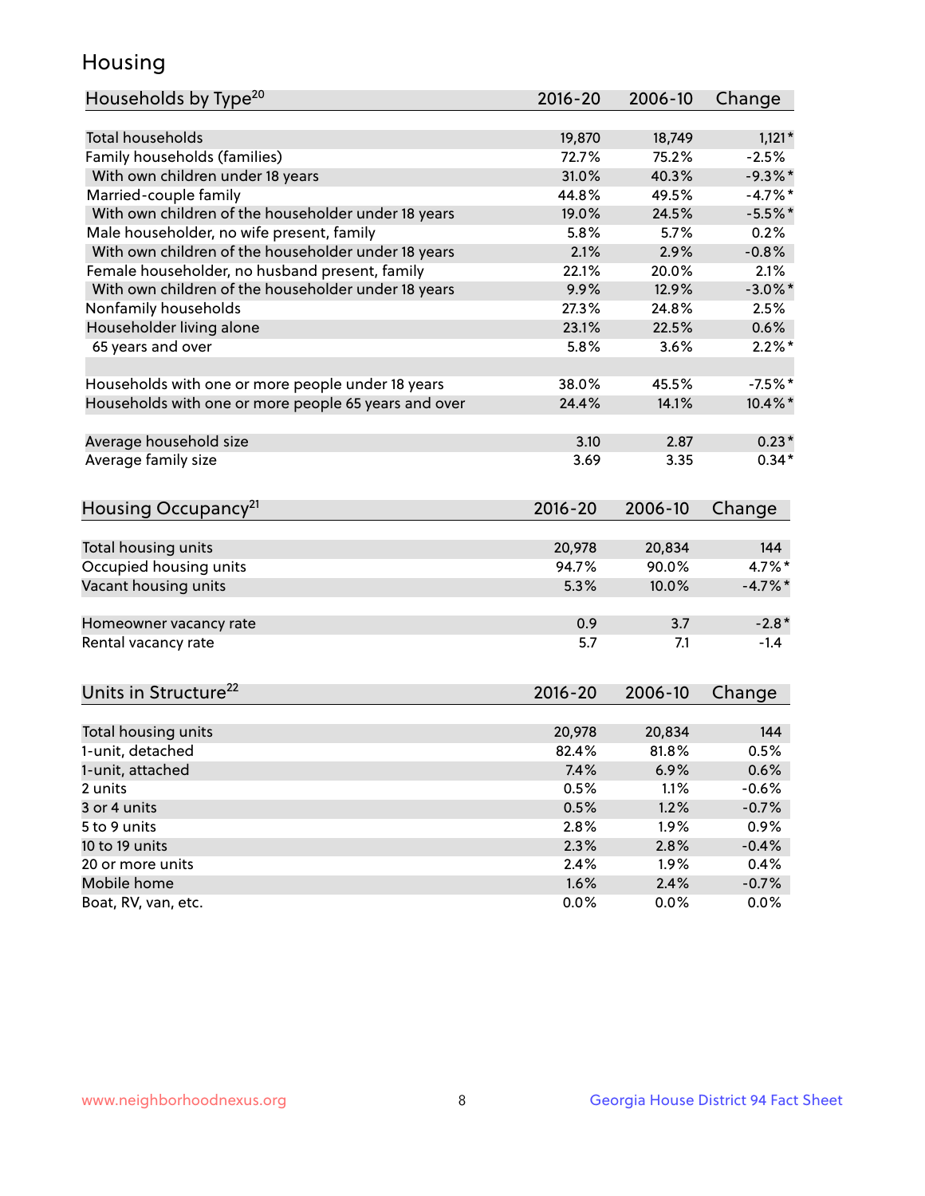# Housing

| Households by Type[20] | 2016-20 | 2006-10 | Change |
|---|---|---|---|
| Total households | 19,870 | 18,749 | 1,121* |
| Family households (families) | 72.7% | 75.2% | -2.5% |
| With own children under 18 years | 31.0% | 40.3% | -9.3%* |
| Married-couple family | 44.8% | 49.5% | -4.7%* |
| With own children of the householder under 18 years | 19.0% | 24.5% | -5.5%* |
| Male householder, no wife present, family | 5.8% | 5.7% | 0.2% |
| With own children of the householder under 18 years | 2.1% | 2.9% | -0.8% |
| Female householder, no husband present, family | 22.1% | 20.0% | 2.1% |
| With own children of the householder under 18 years | 9.9% | 12.9% | -3.0%* |
| Nonfamily households | 27.3% | 24.8% | 2.5% |
| Householder living alone | 23.1% | 22.5% | 0.6% |
| 65 years and over | 5.8% | 3.6% | 2.2%* |
| | | | |
| Households with one or more people under 18 years | 38.0% | 45.5% | -7.5%* |
| Households with one or more people 65 years and over | 24.4% | 14.1% | 10.4%* |
| | | | |
| Average household size | 3.10 | 2.87 | 0.23* |
| Average family size | 3.69 | 3.35 | 0.34* |

| Housing Occupancy[21] | 2016-20 | 2006-10 | Change |
|---|---|---|---|
| Total housing units | 20,978 | 20,834 | 144 |
| Occupied housing units | 94.7% | 90.0% | 4.7%* |
| Vacant housing units | 5.3% | 10.0% | -4.7%* |
| | | | |
| Homeowner vacancy rate | 0.9 | 3.7 | -2.8* |
| Rental vacancy rate | 5.7 | 7.1 | -1.4 |

| Units in Structure[22] | 2016-20 | 2006-10 | Change |
|---|---|---|---|
| Total housing units | 20,978 | 20,834 | 144 |
| 1-unit, detached | 82.4% | 81.8% | 0.5% |
| 1-unit, attached | 7.4% | 6.9% | 0.6% |
| 2 units | 0.5% | 1.1% | -0.6% |
| 3 or 4 units | 0.5% | 1.2% | -0.7% |
| 5 to 9 units | 2.8% | 1.9% | 0.9% |
| 10 to 19 units | 2.3% | 2.8% | -0.4% |
| 20 or more units | 2.4% | 1.9% | 0.4% |
| Mobile home | 1.6% | 2.4% | -0.7% |
| Boat, RV, van, etc. | 0.0% | 0.0% | 0.0% |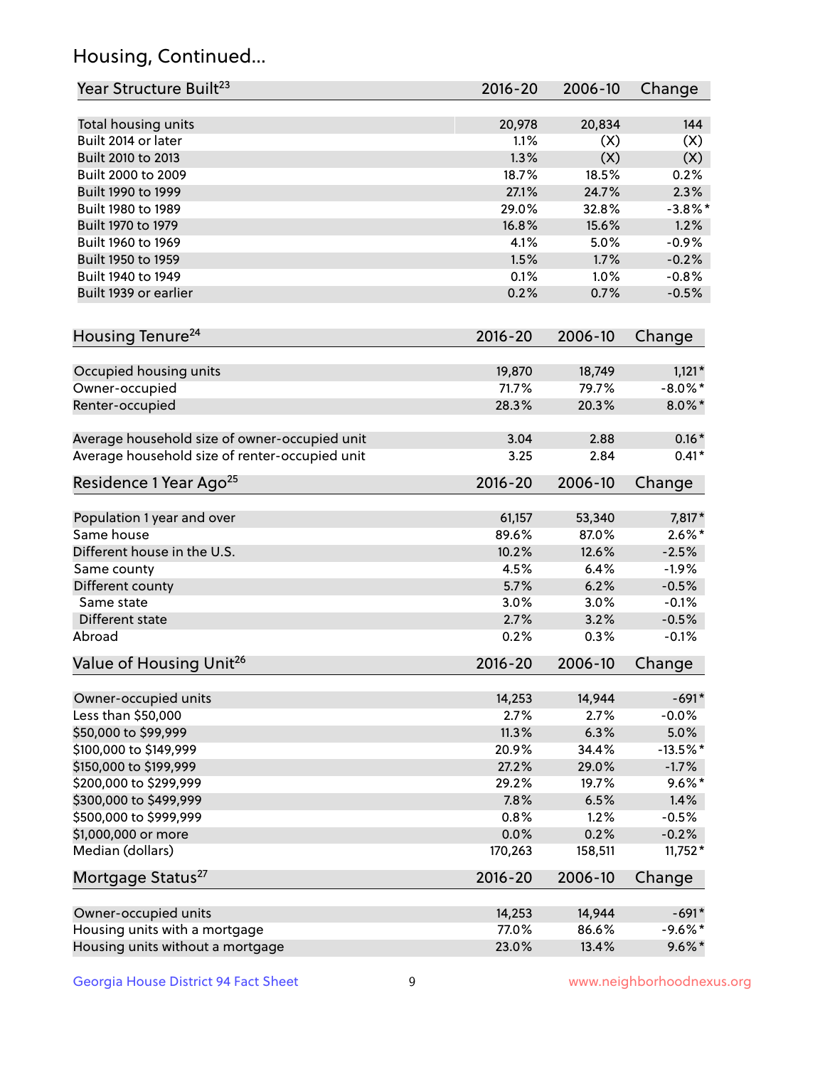## Housing, Continued...

| Year Structure Built[23] | 2016-20 | 2006-10 | Change |
|---|---|---|---|
| Total housing units | 20,978 | 20,834 | 144 |
| Built 2014 or later | 1.1% | (X) | (X) |
| Built 2010 to 2013 | 1.3% | (X) | (X) |
| Built 2000 to 2009 | 18.7% | 18.5% | 0.2% |
| Built 1990 to 1999 | 27.1% | 24.7% | 2.3% |
| Built 1980 to 1989 | 29.0% | 32.8% | -3.8%* |
| Built 1970 to 1979 | 16.8% | 15.6% | 1.2% |
| Built 1960 to 1969 | 4.1% | 5.0% | -0.9% |
| Built 1950 to 1959 | 1.5% | 1.7% | -0.2% |
| Built 1940 to 1949 | 0.1% | 1.0% | -0.8% |
| Built 1939 or earlier | 0.2% | 0.7% | -0.5% |

| Housing Tenure[24] | 2016-20 | 2006-10 | Change |
|---|---|---|---|
| Occupied housing units | 19,870 | 18,749 | 1,121* |
| Owner-occupied | 71.7% | 79.7% | -8.0%* |
| Renter-occupied | 28.3% | 20.3% | 8.0%* |
| Average household size of owner-occupied unit | 3.04 | 2.88 | 0.16* |
| Average household size of renter-occupied unit | 3.25 | 2.84 | 0.41* |

| Residence 1 Year Ago[25] | 2016-20 | 2006-10 | Change |
|---|---|---|---|
| Population 1 year and over | 61,157 | 53,340 | 7,817* |
| Same house | 89.6% | 87.0% | 2.6%* |
| Different house in the U.S. | 10.2% | 12.6% | -2.5% |
| Same county | 4.5% | 6.4% | -1.9% |
| Different county | 5.7% | 6.2% | -0.5% |
| Same state | 3.0% | 3.0% | -0.1% |
| Different state | 2.7% | 3.2% | -0.5% |
| Abroad | 0.2% | 0.3% | -0.1% |

| Value of Housing Unit[26] | 2016-20 | 2006-10 | Change |
|---|---|---|---|
| Owner-occupied units | 14,253 | 14,944 | -691* |
| Less than $50,000 | 2.7% | 2.7% | -0.0% |
| $50,000 to $99,999 | 11.3% | 6.3% | 5.0% |
| $100,000 to $149,999 | 20.9% | 34.4% | -13.5%* |
| $150,000 to $199,999 | 27.2% | 29.0% | -1.7% |
| $200,000 to $299,999 | 29.2% | 19.7% | 9.6%* |
| $300,000 to $499,999 | 7.8% | 6.5% | 1.4% |
| $500,000 to $999,999 | 0.8% | 1.2% | -0.5% |
| $1,000,000 or more | 0.0% | 0.2% | -0.2% |
| Median (dollars) | 170,263 | 158,511 | 11,752* |

| Mortgage Status[27] | 2016-20 | 2006-10 | Change |
|---|---|---|---|
| Owner-occupied units | 14,253 | 14,944 | -691* |
| Housing units with a mortgage | 77.0% | 86.6% | -9.6%* |
| Housing units without a mortgage | 23.0% | 13.4% | 9.6%* |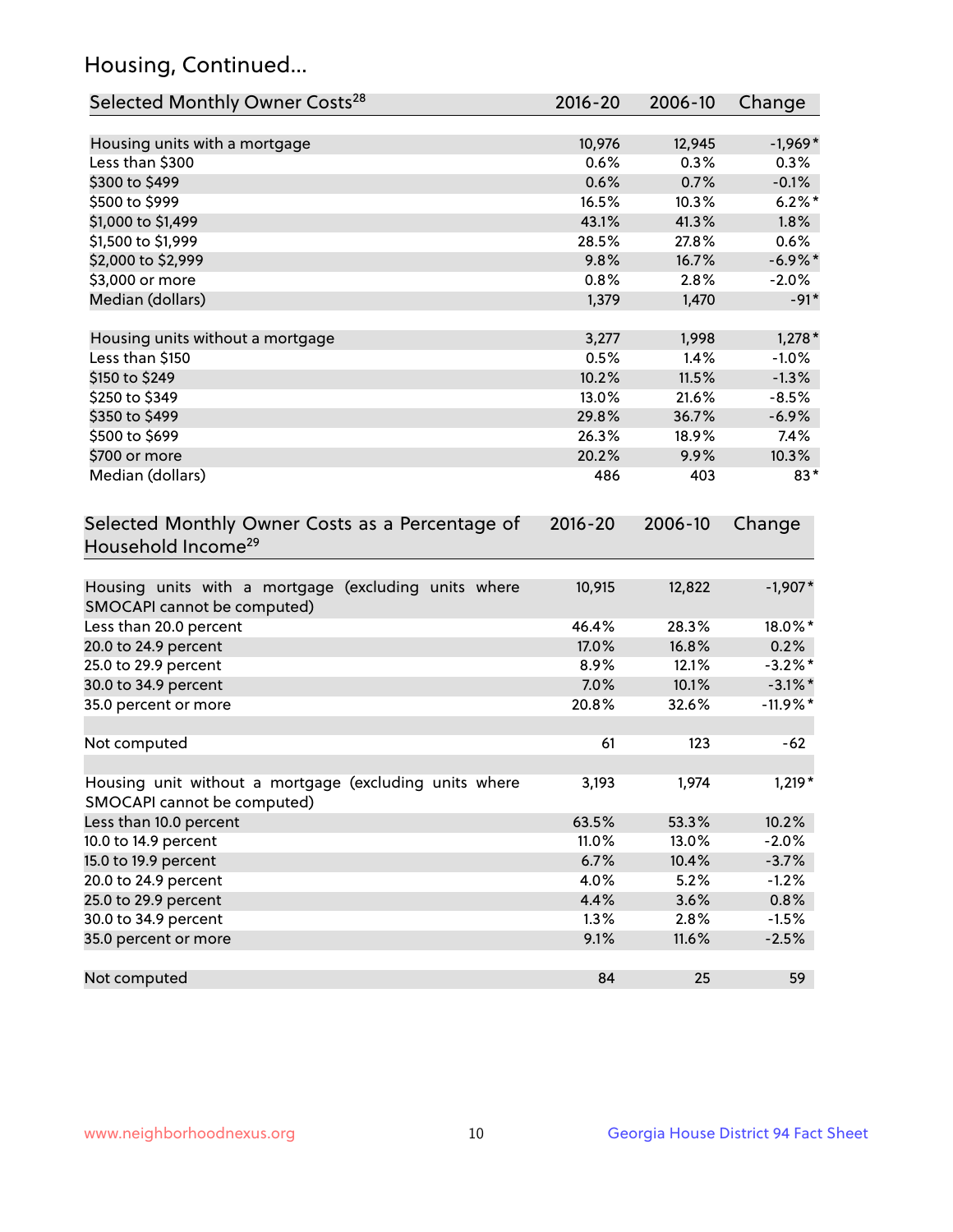## Housing, Continued...

| Selected Monthly Owner Costs[28] | 2016-20 | 2006-10 | Change |
|---|---|---|---|
| Housing units with a mortgage | 10,976 | 12,945 | -1,969* |
| Less than $300 | 0.6% | 0.3% | 0.3% |
| $300 to $499 | 0.6% | 0.7% | -0.1% |
| $500 to $999 | 16.5% | 10.3% | 6.2%* |
| $1,000 to $1,499 | 43.1% | 41.3% | 1.8% |
| $1,500 to $1,999 | 28.5% | 27.8% | 0.6% |
| $2,000 to $2,999 | 9.8% | 16.7% | -6.9%* |
| $3,000 or more | 0.8% | 2.8% | -2.0% |
| Median (dollars) | 1,379 | 1,470 | -91* |
| | | | |
| Housing units without a mortgage | 3,277 | 1,998 | 1,278* |
| Less than $150 | 0.5% | 1.4% | -1.0% |
| $150 to $249 | 10.2% | 11.5% | -1.3% |
| $250 to $349 | 13.0% | 21.6% | -8.5% |
| $350 to $499 | 29.8% | 36.7% | -6.9% |
| $500 to $699 | 26.3% | 18.9% | 7.4% |
| $700 or more | 20.2% | 9.9% | 10.3% |
| Median (dollars) | 486 | 403 | 83* |

| Selected Monthly Owner Costs as a Percentage of Household Income[29] | 2016-20 | 2006-10 | Change |
|---|---|---|---|
| Housing units with a mortgage (excluding units where SMOCAPI cannot be computed) | 10,915 | 12,822 | -1,907* |
| Less than 20.0 percent | 46.4% | 28.3% | 18.0%* |
| 20.0 to 24.9 percent | 17.0% | 16.8% | 0.2% |
| 25.0 to 29.9 percent | 8.9% | 12.1% | -3.2%* |
| 30.0 to 34.9 percent | 7.0% | 10.1% | -3.1%* |
| 35.0 percent or more | 20.8% | 32.6% | -11.9%* |
| | | | |
| Not computed | 61 | 123 | -62 |
| | | | |
| Housing unit without a mortgage (excluding units where SMOCAPI cannot be computed) | 3,193 | 1,974 | 1,219* |
| Less than 10.0 percent | 63.5% | 53.3% | 10.2% |
| 10.0 to 14.9 percent | 11.0% | 13.0% | -2.0% |
| 15.0 to 19.9 percent | 6.7% | 10.4% | -3.7% |
| 20.0 to 24.9 percent | 4.0% | 5.2% | -1.2% |
| 25.0 to 29.9 percent | 4.4% | 3.6% | 0.8% |
| 30.0 to 34.9 percent | 1.3% | 2.8% | -1.5% |
| 35.0 percent or more | 9.1% | 11.6% | -2.5% |
| | | | |
| Not computed | 84 | 25 | 59 |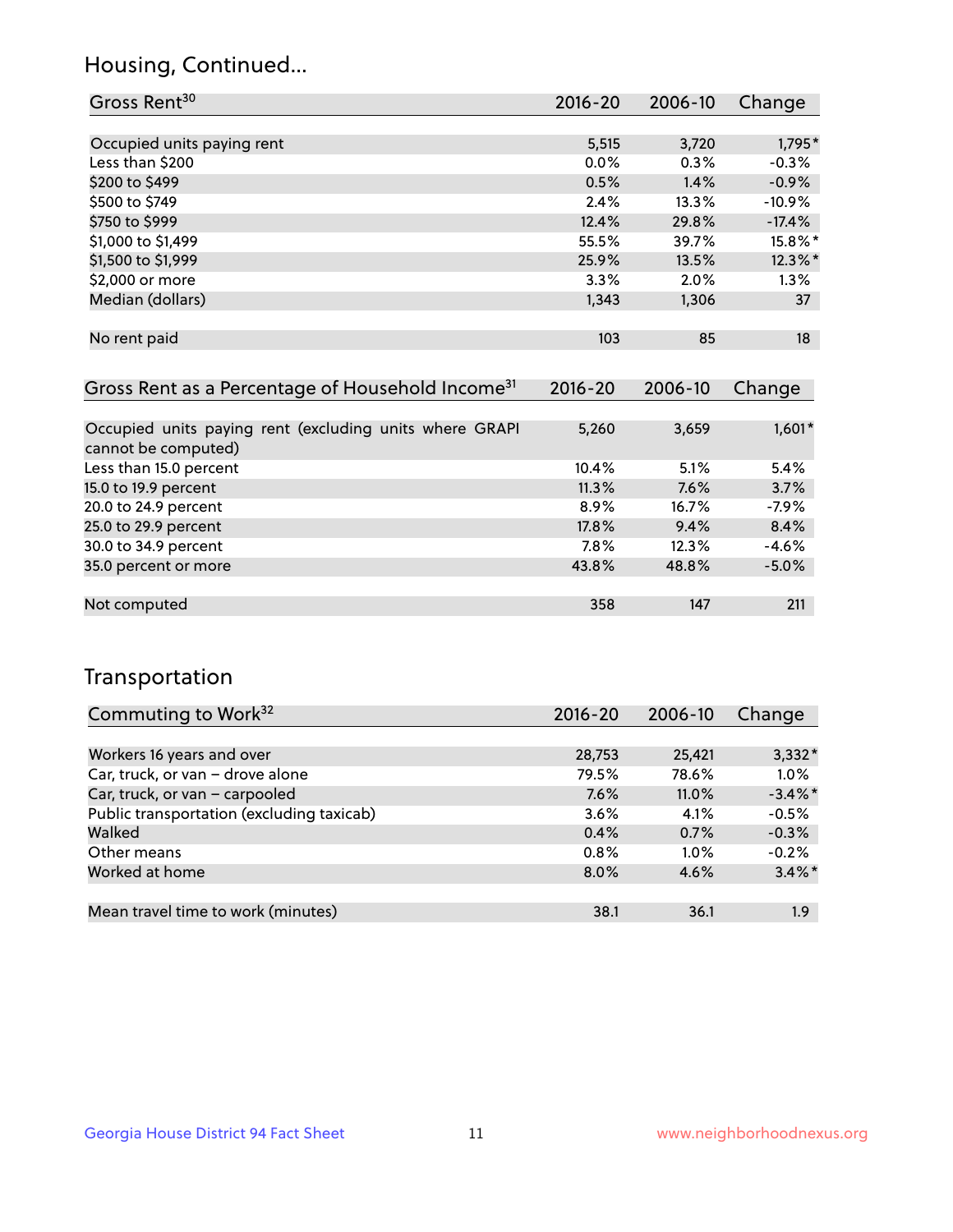## Housing, Continued...

| Gross Rent[30] | 2016-20 | 2006-10 | Change |
|---|---|---|---|
| Occupied units paying rent | 5,515 | 3,720 | 1,795* |
| Less than $200 | 0.0% | 0.3% | -0.3% |
| $200 to $499 | 0.5% | 1.4% | -0.9% |
| $500 to $749 | 2.4% | 13.3% | -10.9% |
| $750 to $999 | 12.4% | 29.8% | -17.4% |
| $1,000 to $1,499 | 55.5% | 39.7% | 15.8%* |
| $1,500 to $1,999 | 25.9% | 13.5% | 12.3%* |
| $2,000 or more | 3.3% | 2.0% | 1.3% |
| Median (dollars) | 1,343 | 1,306 | 37 |
| No rent paid | 103 | 85 | 18 |

| Gross Rent as a Percentage of Household Income[31] | 2016-20 | 2006-10 | Change |
|---|---|---|---|
| Occupied units paying rent (excluding units where GRAPI cannot be computed) | 5,260 | 3,659 | 1,601* |
| Less than 15.0 percent | 10.4% | 5.1% | 5.4% |
| 15.0 to 19.9 percent | 11.3% | 7.6% | 3.7% |
| 20.0 to 24.9 percent | 8.9% | 16.7% | -7.9% |
| 25.0 to 29.9 percent | 17.8% | 9.4% | 8.4% |
| 30.0 to 34.9 percent | 7.8% | 12.3% | -4.6% |
| 35.0 percent or more | 43.8% | 48.8% | -5.0% |
| Not computed | 358 | 147 | 211 |

## Transportation

| Commuting to Work[32] | 2016-20 | 2006-10 | Change |
|---|---|---|---|
| Workers 16 years and over | 28,753 | 25,421 | 3,332* |
| Car, truck, or van – drove alone | 79.5% | 78.6% | 1.0% |
| Car, truck, or van – carpooled | 7.6% | 11.0% | -3.4%* |
| Public transportation (excluding taxicab) | 3.6% | 4.1% | -0.5% |
| Walked | 0.4% | 0.7% | -0.3% |
| Other means | 0.8% | 1.0% | -0.2% |
| Worked at home | 8.0% | 4.6% | 3.4%* |
| Mean travel time to work (minutes) | 38.1 | 36.1 | 1.9 |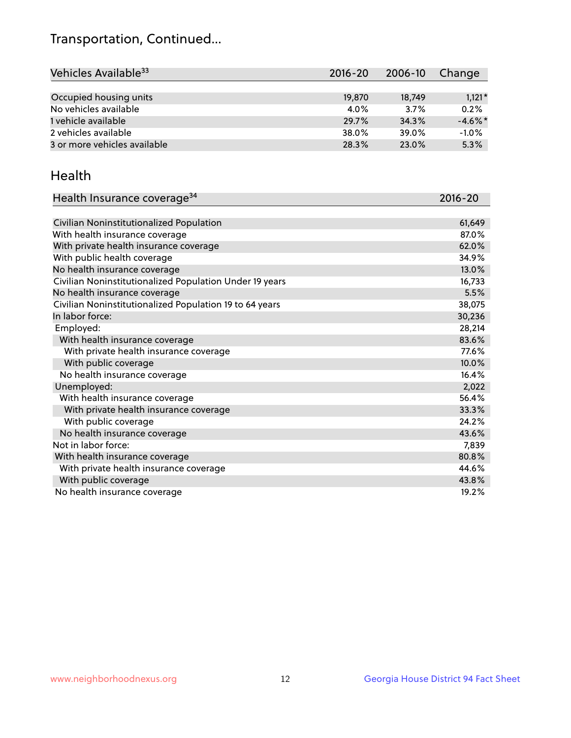# Transportation, Continued...

| Vehicles Available[33] | 2016-20 | 2006-10 | Change |
|---|---|---|---|
| Occupied housing units | 19,870 | 18,749 | 1,121* |
| No vehicles available | 4.0% | 3.7% | 0.2% |
| 1 vehicle available | 29.7% | 34.3% | -4.6%* |
| 2 vehicles available | 38.0% | 39.0% | -1.0% |
| 3 or more vehicles available | 28.3% | 23.0% | 5.3% |

## Health

| Health Insurance coverage[34] | 2016-20 |
|---|---|
| Civilian Noninstitutionalized Population | 61,649 |
| With health insurance coverage | 87.0% |
| With private health insurance coverage | 62.0% |
| With public health coverage | 34.9% |
| No health insurance coverage | 13.0% |
| Civilian Noninstitutionalized Population Under 19 years | 16,733 |
| No health insurance coverage | 5.5% |
| Civilian Noninstitutionalized Population 19 to 64 years | 38,075 |
| In labor force: | 30,236 |
| Employed: | 28,214 |
| With health insurance coverage | 83.6% |
| With private health insurance coverage | 77.6% |
| With public coverage | 10.0% |
| No health insurance coverage | 16.4% |
| Unemployed: | 2,022 |
| With health insurance coverage | 56.4% |
| With private health insurance coverage | 33.3% |
| With public coverage | 24.2% |
| No health insurance coverage | 43.6% |
| Not in labor force: | 7,839 |
| With health insurance coverage | 80.8% |
| With private health insurance coverage | 44.6% |
| With public coverage | 43.8% |
| No health insurance coverage | 19.2% |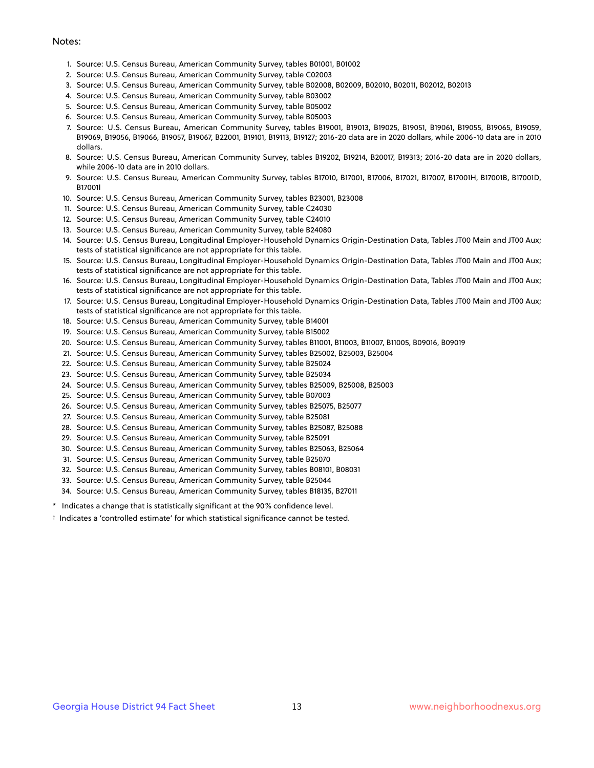Notes:

1. Source: U.S. Census Bureau, American Community Survey, tables B01001, B01002
2. Source: U.S. Census Bureau, American Community Survey, table C02003
3. Source: U.S. Census Bureau, American Community Survey, table B02008, B02009, B02010, B02011, B02012, B02013
4. Source: U.S. Census Bureau, American Community Survey, table B03002
5. Source: U.S. Census Bureau, American Community Survey, table B05002
6. Source: U.S. Census Bureau, American Community Survey, table B05003
7. Source: U.S. Census Bureau, American Community Survey, tables B19001, B19013, B19025, B19051, B19061, B19055, B19065, B19059, B19069, B19056, B19066, B19057, B19067, B22001, B19101, B19113, B19127; 2016-20 data are in 2020 dollars, while 2006-10 data are in 2010 dollars.
8. Source: U.S. Census Bureau, American Community Survey, tables B19202, B19214, B20017, B19313; 2016-20 data are in 2020 dollars, while 2006-10 data are in 2010 dollars.
9. Source: U.S. Census Bureau, American Community Survey, tables B17010, B17001, B17006, B17021, B17007, B17001H, B17001B, B17001D, B17001I
10. Source: U.S. Census Bureau, American Community Survey, tables B23001, B23008
11. Source: U.S. Census Bureau, American Community Survey, table C24030
12. Source: U.S. Census Bureau, American Community Survey, table C24010
13. Source: U.S. Census Bureau, American Community Survey, table B24080
14. Source: U.S. Census Bureau, Longitudinal Employer-Household Dynamics Origin-Destination Data, Tables JT00 Main and JT00 Aux; tests of statistical significance are not appropriate for this table.
15. Source: U.S. Census Bureau, Longitudinal Employer-Household Dynamics Origin-Destination Data, Tables JT00 Main and JT00 Aux; tests of statistical significance are not appropriate for this table.
16. Source: U.S. Census Bureau, Longitudinal Employer-Household Dynamics Origin-Destination Data, Tables JT00 Main and JT00 Aux; tests of statistical significance are not appropriate for this table.
17. Source: U.S. Census Bureau, Longitudinal Employer-Household Dynamics Origin-Destination Data, Tables JT00 Main and JT00 Aux; tests of statistical significance are not appropriate for this table.
18. Source: U.S. Census Bureau, American Community Survey, table B14001
19. Source: U.S. Census Bureau, American Community Survey, table B15002
20. Source: U.S. Census Bureau, American Community Survey, tables B11001, B11003, B11007, B11005, B09016, B09019
21. Source: U.S. Census Bureau, American Community Survey, tables B25002, B25003, B25004
22. Source: U.S. Census Bureau, American Community Survey, table B25024
23. Source: U.S. Census Bureau, American Community Survey, table B25034
24. Source: U.S. Census Bureau, American Community Survey, tables B25009, B25008, B25003
25. Source: U.S. Census Bureau, American Community Survey, table B07003
26. Source: U.S. Census Bureau, American Community Survey, tables B25075, B25077
27. Source: U.S. Census Bureau, American Community Survey, table B25081
28. Source: U.S. Census Bureau, American Community Survey, tables B25087, B25088
29. Source: U.S. Census Bureau, American Community Survey, table B25091
30. Source: U.S. Census Bureau, American Community Survey, tables B25063, B25064
31. Source: U.S. Census Bureau, American Community Survey, table B25070
32. Source: U.S. Census Bureau, American Community Survey, tables B08101, B08031
33. Source: U.S. Census Bureau, American Community Survey, table B25044
34. Source: U.S. Census Bureau, American Community Survey, tables B18135, B27011

\* Indicates a change that is statistically significant at the 90% confidence level.

† Indicates a 'controlled estimate' for which statistical significance cannot be tested.